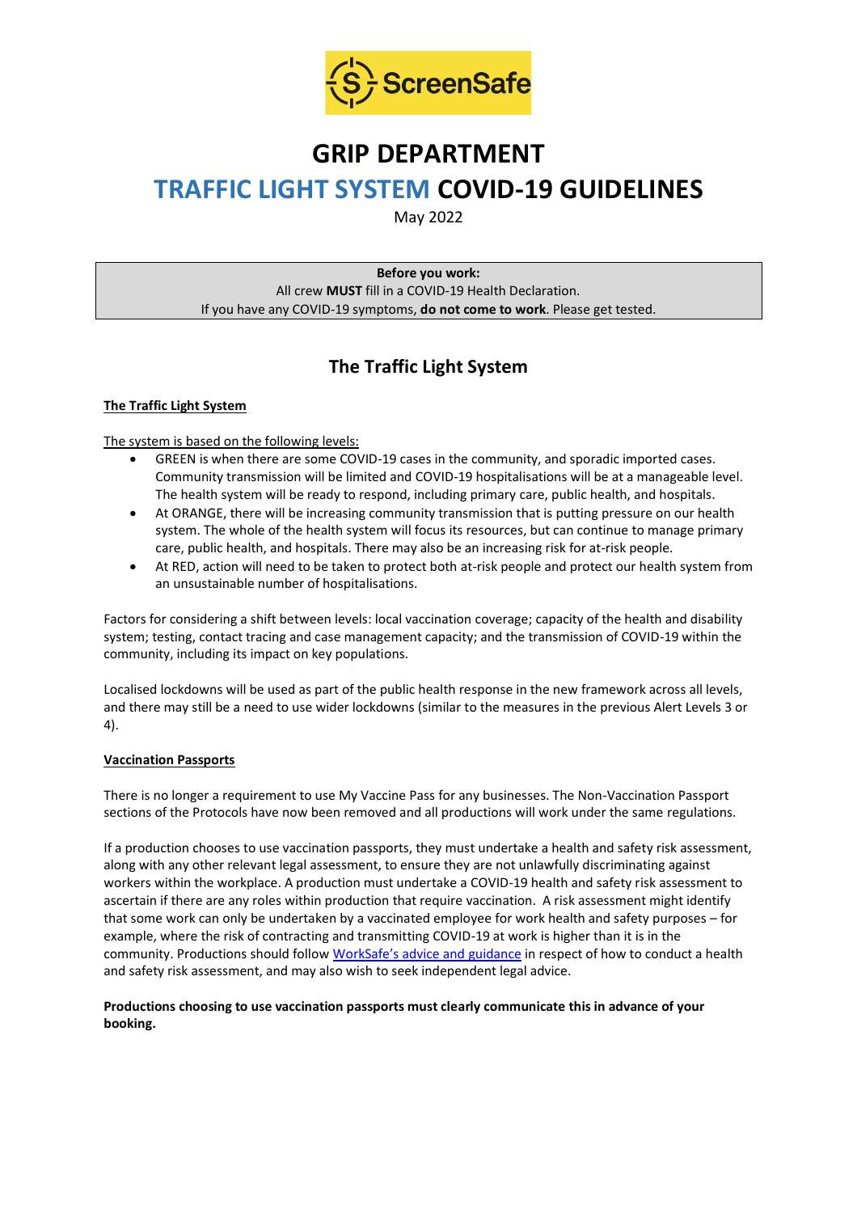# GRIP DEPARTMENT

# TRAFFIC LIGHT SYSTEM COVID-19 GUIDELINES

May 2022

> **Before you work:**
> All crew **MUST** fill in a COVID-19 Health Declaration.
> If you have any COVID-19 symptoms, **do not come to work**. Please get tested.

## The Traffic Light System

**The Traffic Light System**

The system is based on the following levels:

- GREEN is when there are some COVID-19 cases in the community, and sporadic imported cases. Community transmission will be limited and COVID-19 hospitalisations will be at a manageable level. The health system will be ready to respond, including primary care, public health, and hospitals.
- At ORANGE, there will be increasing community transmission that is putting pressure on our health system. The whole of the health system will focus its resources, but can continue to manage primary care, public health, and hospitals. There may also be an increasing risk for at-risk people.
- At RED, action will need to be taken to protect both at-risk people and protect our health system from an unsustainable number of hospitalisations.

Factors for considering a shift between levels: local vaccination coverage; capacity of the health and disability system; testing, contact tracing and case management capacity; and the transmission of COVID-19 within the community, including its impact on key populations.

Localised lockdowns will be used as part of the public health response in the new framework across all levels, and there may still be a need to use wider lockdowns (similar to the measures in the previous Alert Levels 3 or 4).

**Vaccination Passports**

There is no longer a requirement to use My Vaccine Pass for any businesses. The Non-Vaccination Passport sections of the Protocols have now been removed and all productions will work under the same regulations.

If a production chooses to use vaccination passports, they must undertake a health and safety risk assessment, along with any other relevant legal assessment, to ensure they are not unlawfully discriminating against workers within the workplace. A production must undertake a COVID-19 health and safety risk assessment to ascertain if there are any roles within production that require vaccination. A risk assessment might identify that some work can only be undertaken by a vaccinated employee for work health and safety purposes – for example, where the risk of contracting and transmitting COVID-19 at work is higher than it is in the community. Productions should follow WorkSafe's advice and guidance in respect of how to conduct a health and safety risk assessment, and may also wish to seek independent legal advice.

**Productions choosing to use vaccination passports must clearly communicate this in advance of your booking.**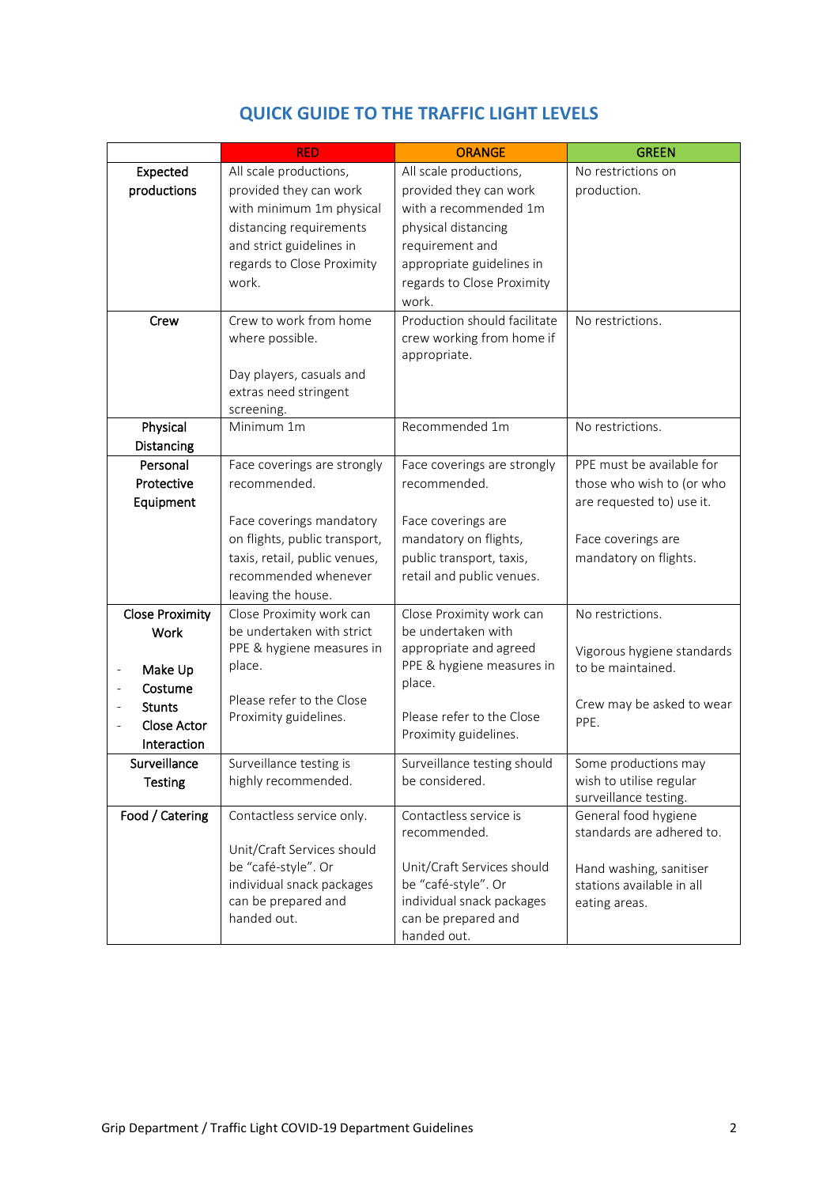## QUICK GUIDE TO THE TRAFFIC LIGHT LEVELS

| | RED | ORANGE | GREEN |
|---|---|---|---|
| **Expected productions** | All scale productions, provided they can work with minimum 1m physical distancing requirements and strict guidelines in regards to Close Proximity work. | All scale productions, provided they can work with a recommended 1m physical distancing requirement and appropriate guidelines in regards to Close Proximity work. | No restrictions on production. |
| **Crew** | Crew to work from home where possible.<br><br>Day players, casuals and extras need stringent screening. | Production should facilitate crew working from home if appropriate. | No restrictions. |
| **Physical Distancing** | Minimum 1m | Recommended 1m | No restrictions. |
| **Personal Protective Equipment** | Face coverings are strongly recommended.<br><br>Face coverings mandatory on flights, public transport, taxis, retail, public venues, recommended whenever leaving the house. | Face coverings are strongly recommended.<br><br>Face coverings are mandatory on flights, public transport, taxis, retail and public venues. | PPE must be available for those who wish to (or who are requested to) use it.<br><br>Face coverings are mandatory on flights. |
| **Close Proximity Work**<br><br>- **Make Up**<br>- **Costume**<br>- **Stunts**<br>- **Close Actor Interaction** | Close Proximity work can be undertaken with strict PPE & hygiene measures in place.<br><br>Please refer to the Close Proximity guidelines. | Close Proximity work can be undertaken with appropriate and agreed PPE & hygiene measures in place.<br><br>Please refer to the Close Proximity guidelines. | No restrictions.<br><br>Vigorous hygiene standards to be maintained.<br><br>Crew may be asked to wear PPE. |
| **Surveillance Testing** | Surveillance testing is highly recommended. | Surveillance testing should be considered. | Some productions may wish to utilise regular surveillance testing. |
| **Food / Catering** | Contactless service only.<br><br>Unit/Craft Services should be "café-style". Or individual snack packages can be prepared and handed out. | Contactless service is recommended.<br><br>Unit/Craft Services should be "café-style". Or individual snack packages can be prepared and handed out. | General food hygiene standards are adhered to.<br><br>Hand washing, sanitiser stations available in all eating areas. |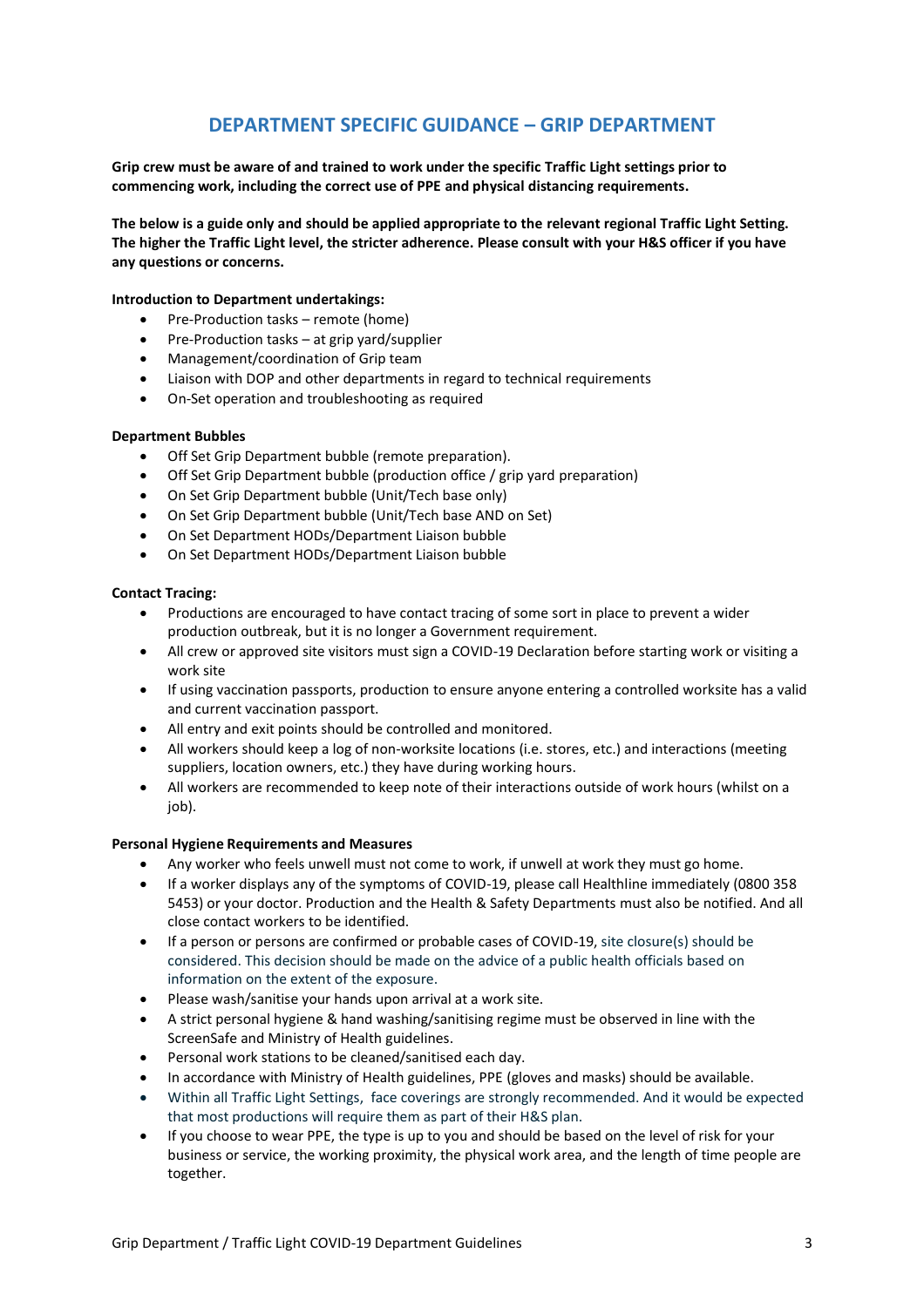## DEPARTMENT SPECIFIC GUIDANCE – GRIP DEPARTMENT

**Grip crew must be aware of and trained to work under the specific Traffic Light settings prior to commencing work, including the correct use of PPE and physical distancing requirements.**

**The below is a guide only and should be applied appropriate to the relevant regional Traffic Light Setting. The higher the Traffic Light level, the stricter adherence. Please consult with your H&S officer if you have any questions or concerns.**

**Introduction to Department undertakings:**

- Pre-Production tasks – remote (home)
- Pre-Production tasks – at grip yard/supplier
- Management/coordination of Grip team
- Liaison with DOP and other departments in regard to technical requirements
- On-Set operation and troubleshooting as required

**Department Bubbles**

- Off Set Grip Department bubble (remote preparation).
- Off Set Grip Department bubble (production office / grip yard preparation)
- On Set Grip Department bubble (Unit/Tech base only)
- On Set Grip Department bubble (Unit/Tech base AND on Set)
- On Set Department HODs/Department Liaison bubble
- On Set Department HODs/Department Liaison bubble

**Contact Tracing:**

- Productions are encouraged to have contact tracing of some sort in place to prevent a wider production outbreak, but it is no longer a Government requirement.
- All crew or approved site visitors must sign a COVID-19 Declaration before starting work or visiting a work site
- If using vaccination passports, production to ensure anyone entering a controlled worksite has a valid and current vaccination passport.
- All entry and exit points should be controlled and monitored.
- All workers should keep a log of non-worksite locations (i.e. stores, etc.) and interactions (meeting suppliers, location owners, etc.) they have during working hours.
- All workers are recommended to keep note of their interactions outside of work hours (whilst on a job).

**Personal Hygiene Requirements and Measures**

- Any worker who feels unwell must not come to work, if unwell at work they must go home.
- If a worker displays any of the symptoms of COVID-19, please call Healthline immediately (0800 358 5453) or your doctor. Production and the Health & Safety Departments must also be notified. And all close contact workers to be identified.
- If a person or persons are confirmed or probable cases of COVID-19, site closure(s) should be considered. This decision should be made on the advice of a public health officials based on information on the extent of the exposure.
- Please wash/sanitise your hands upon arrival at a work site.
- A strict personal hygiene & hand washing/sanitising regime must be observed in line with the ScreenSafe and Ministry of Health guidelines.
- Personal work stations to be cleaned/sanitised each day.
- In accordance with Ministry of Health guidelines, PPE (gloves and masks) should be available.
- Within all Traffic Light Settings, face coverings are strongly recommended. And it would be expected that most productions will require them as part of their H&S plan.
- If you choose to wear PPE, the type is up to you and should be based on the level of risk for your business or service, the working proximity, the physical work area, and the length of time people are together.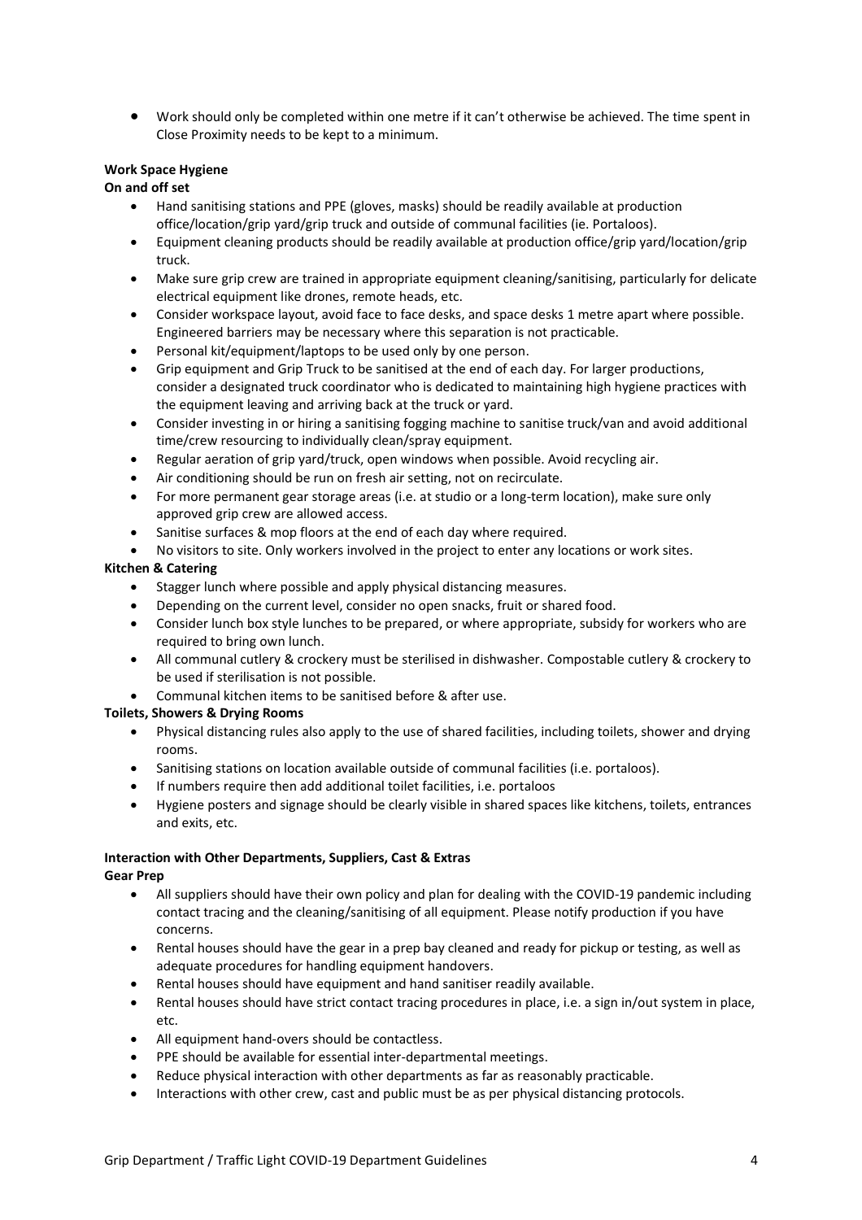- Work should only be completed within one metre if it can't otherwise be achieved. The time spent in Close Proximity needs to be kept to a minimum.

**Work Space Hygiene**

**On and off set**

- Hand sanitising stations and PPE (gloves, masks) should be readily available at production office/location/grip yard/grip truck and outside of communal facilities (ie. Portaloos).
- Equipment cleaning products should be readily available at production office/grip yard/location/grip truck.
- Make sure grip crew are trained in appropriate equipment cleaning/sanitising, particularly for delicate electrical equipment like drones, remote heads, etc.
- Consider workspace layout, avoid face to face desks, and space desks 1 metre apart where possible. Engineered barriers may be necessary where this separation is not practicable.
- Personal kit/equipment/laptops to be used only by one person.
- Grip equipment and Grip Truck to be sanitised at the end of each day. For larger productions, consider a designated truck coordinator who is dedicated to maintaining high hygiene practices with the equipment leaving and arriving back at the truck or yard.
- Consider investing in or hiring a sanitising fogging machine to sanitise truck/van and avoid additional time/crew resourcing to individually clean/spray equipment.
- Regular aeration of grip yard/truck, open windows when possible. Avoid recycling air.
- Air conditioning should be run on fresh air setting, not on recirculate.
- For more permanent gear storage areas (i.e. at studio or a long-term location), make sure only approved grip crew are allowed access.
- Sanitise surfaces & mop floors at the end of each day where required.
- No visitors to site. Only workers involved in the project to enter any locations or work sites.

**Kitchen & Catering**

- Stagger lunch where possible and apply physical distancing measures.
- Depending on the current level, consider no open snacks, fruit or shared food.
- Consider lunch box style lunches to be prepared, or where appropriate, subsidy for workers who are required to bring own lunch.
- All communal cutlery & crockery must be sterilised in dishwasher. Compostable cutlery & crockery to be used if sterilisation is not possible.
- Communal kitchen items to be sanitised before & after use.

**Toilets, Showers & Drying Rooms**

- Physical distancing rules also apply to the use of shared facilities, including toilets, shower and drying rooms.
- Sanitising stations on location available outside of communal facilities (i.e. portaloos).
- If numbers require then add additional toilet facilities, i.e. portaloos
- Hygiene posters and signage should be clearly visible in shared spaces like kitchens, toilets, entrances and exits, etc.

**Interaction with Other Departments, Suppliers, Cast & Extras**

**Gear Prep**

- All suppliers should have their own policy and plan for dealing with the COVID-19 pandemic including contact tracing and the cleaning/sanitising of all equipment. Please notify production if you have concerns.
- Rental houses should have the gear in a prep bay cleaned and ready for pickup or testing, as well as adequate procedures for handling equipment handovers.
- Rental houses should have equipment and hand sanitiser readily available.
- Rental houses should have strict contact tracing procedures in place, i.e. a sign in/out system in place, etc.
- All equipment hand-overs should be contactless.
- PPE should be available for essential inter-departmental meetings.
- Reduce physical interaction with other departments as far as reasonably practicable.
- Interactions with other crew, cast and public must be as per physical distancing protocols.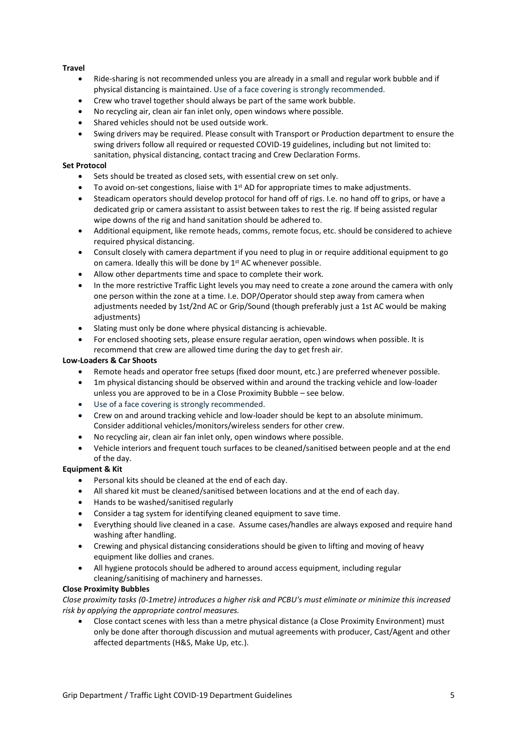**Travel**

- Ride-sharing is not recommended unless you are already in a small and regular work bubble and if physical distancing is maintained. Use of a face covering is strongly recommended.
- Crew who travel together should always be part of the same work bubble.
- No recycling air, clean air fan inlet only, open windows where possible.
- Shared vehicles should not be used outside work.
- Swing drivers may be required. Please consult with Transport or Production department to ensure the swing drivers follow all required or requested COVID-19 guidelines, including but not limited to: sanitation, physical distancing, contact tracing and Crew Declaration Forms.

**Set Protocol**

- Sets should be treated as closed sets, with essential crew on set only.
- To avoid on-set congestions, liaise with 1st AD for appropriate times to make adjustments.
- Steadicam operators should develop protocol for hand off of rigs. I.e. no hand off to grips, or have a dedicated grip or camera assistant to assist between takes to rest the rig. If being assisted regular wipe downs of the rig and hand sanitation should be adhered to.
- Additional equipment, like remote heads, comms, remote focus, etc. should be considered to achieve required physical distancing.
- Consult closely with camera department if you need to plug in or require additional equipment to go on camera. Ideally this will be done by 1st AC whenever possible.
- Allow other departments time and space to complete their work.
- In the more restrictive Traffic Light levels you may need to create a zone around the camera with only one person within the zone at a time. I.e. DOP/Operator should step away from camera when adjustments needed by 1st/2nd AC or Grip/Sound (though preferably just a 1st AC would be making adjustments)
- Slating must only be done where physical distancing is achievable.
- For enclosed shooting sets, please ensure regular aeration, open windows when possible. It is recommend that crew are allowed time during the day to get fresh air.

**Low-Loaders & Car Shoots**

- Remote heads and operator free setups (fixed door mount, etc.) are preferred whenever possible.
- 1m physical distancing should be observed within and around the tracking vehicle and low-loader unless you are approved to be in a Close Proximity Bubble – see below.
- Use of a face covering is strongly recommended.
- Crew on and around tracking vehicle and low-loader should be kept to an absolute minimum. Consider additional vehicles/monitors/wireless senders for other crew.
- No recycling air, clean air fan inlet only, open windows where possible.
- Vehicle interiors and frequent touch surfaces to be cleaned/sanitised between people and at the end of the day.

**Equipment & Kit**

- Personal kits should be cleaned at the end of each day.
- All shared kit must be cleaned/sanitised between locations and at the end of each day.
- Hands to be washed/sanitised regularly
- Consider a tag system for identifying cleaned equipment to save time.
- Everything should live cleaned in a case. Assume cases/handles are always exposed and require hand washing after handling.
- Crewing and physical distancing considerations should be given to lifting and moving of heavy equipment like dollies and cranes.
- All hygiene protocols should be adhered to around access equipment, including regular cleaning/sanitising of machinery and harnesses.

**Close Proximity Bubbles**

*Close proximity tasks (0-1metre) introduces a higher risk and PCBU's must eliminate or minimize this increased risk by applying the appropriate control measures.*

- Close contact scenes with less than a metre physical distance (a Close Proximity Environment) must only be done after thorough discussion and mutual agreements with producer, Cast/Agent and other affected departments (H&S, Make Up, etc.).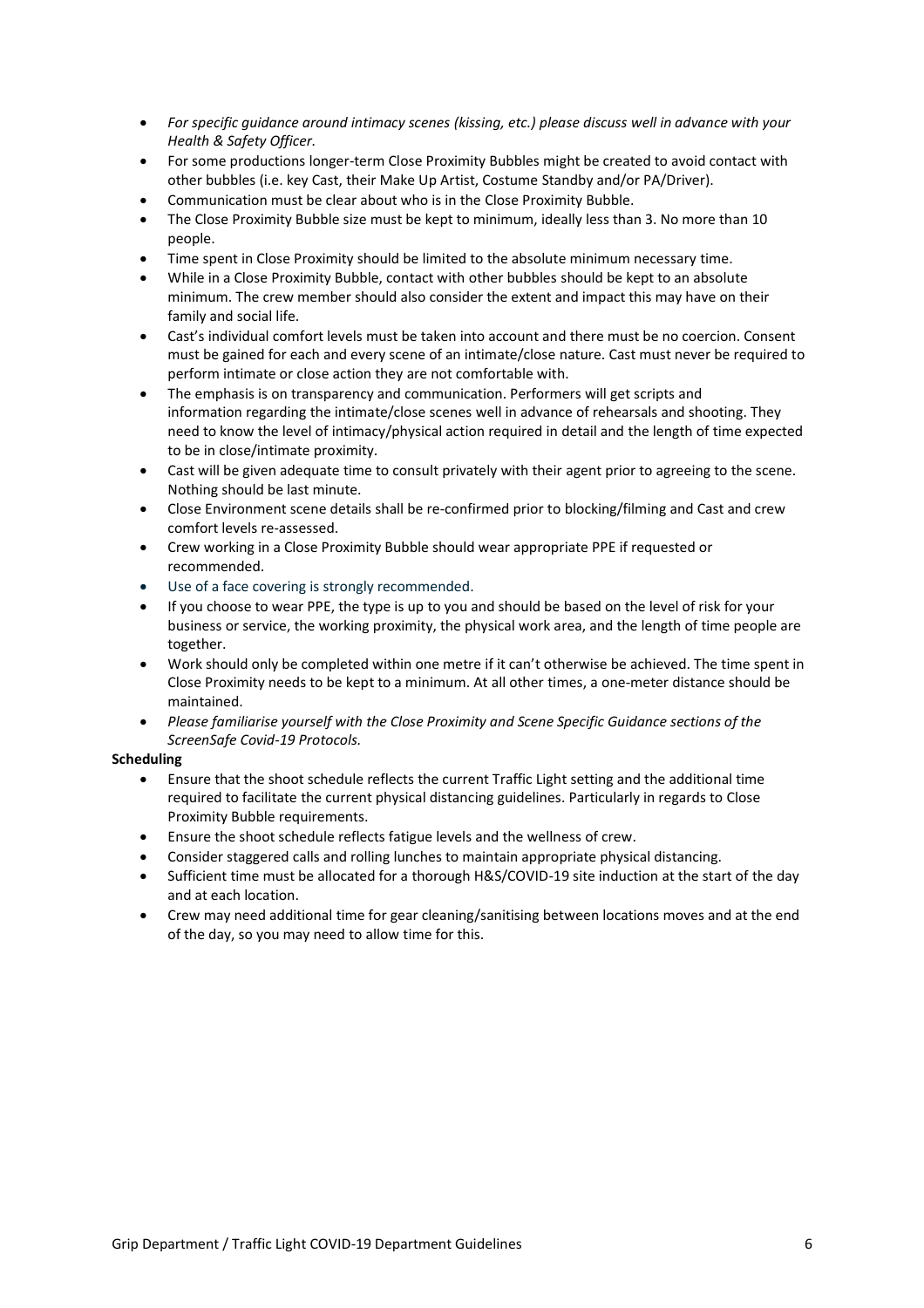- *For specific guidance around intimacy scenes (kissing, etc.) please discuss well in advance with your Health & Safety Officer.*
- For some productions longer-term Close Proximity Bubbles might be created to avoid contact with other bubbles (i.e. key Cast, their Make Up Artist, Costume Standby and/or PA/Driver).
- Communication must be clear about who is in the Close Proximity Bubble.
- The Close Proximity Bubble size must be kept to minimum, ideally less than 3. No more than 10 people.
- Time spent in Close Proximity should be limited to the absolute minimum necessary time.
- While in a Close Proximity Bubble, contact with other bubbles should be kept to an absolute minimum. The crew member should also consider the extent and impact this may have on their family and social life.
- Cast's individual comfort levels must be taken into account and there must be no coercion. Consent must be gained for each and every scene of an intimate/close nature. Cast must never be required to perform intimate or close action they are not comfortable with.
- The emphasis is on transparency and communication. Performers will get scripts and information regarding the intimate/close scenes well in advance of rehearsals and shooting. They need to know the level of intimacy/physical action required in detail and the length of time expected to be in close/intimate proximity.
- Cast will be given adequate time to consult privately with their agent prior to agreeing to the scene. Nothing should be last minute.
- Close Environment scene details shall be re-confirmed prior to blocking/filming and Cast and crew comfort levels re-assessed.
- Crew working in a Close Proximity Bubble should wear appropriate PPE if requested or recommended.
- Use of a face covering is strongly recommended.
- If you choose to wear PPE, the type is up to you and should be based on the level of risk for your business or service, the working proximity, the physical work area, and the length of time people are together.
- Work should only be completed within one metre if it can't otherwise be achieved. The time spent in Close Proximity needs to be kept to a minimum. At all other times, a one-meter distance should be maintained.
- *Please familiarise yourself with the Close Proximity and Scene Specific Guidance sections of the ScreenSafe Covid-19 Protocols.*

**Scheduling**

- Ensure that the shoot schedule reflects the current Traffic Light setting and the additional time required to facilitate the current physical distancing guidelines. Particularly in regards to Close Proximity Bubble requirements.
- Ensure the shoot schedule reflects fatigue levels and the wellness of crew.
- Consider staggered calls and rolling lunches to maintain appropriate physical distancing.
- Sufficient time must be allocated for a thorough H&S/COVID-19 site induction at the start of the day and at each location.
- Crew may need additional time for gear cleaning/sanitising between locations moves and at the end of the day, so you may need to allow time for this.